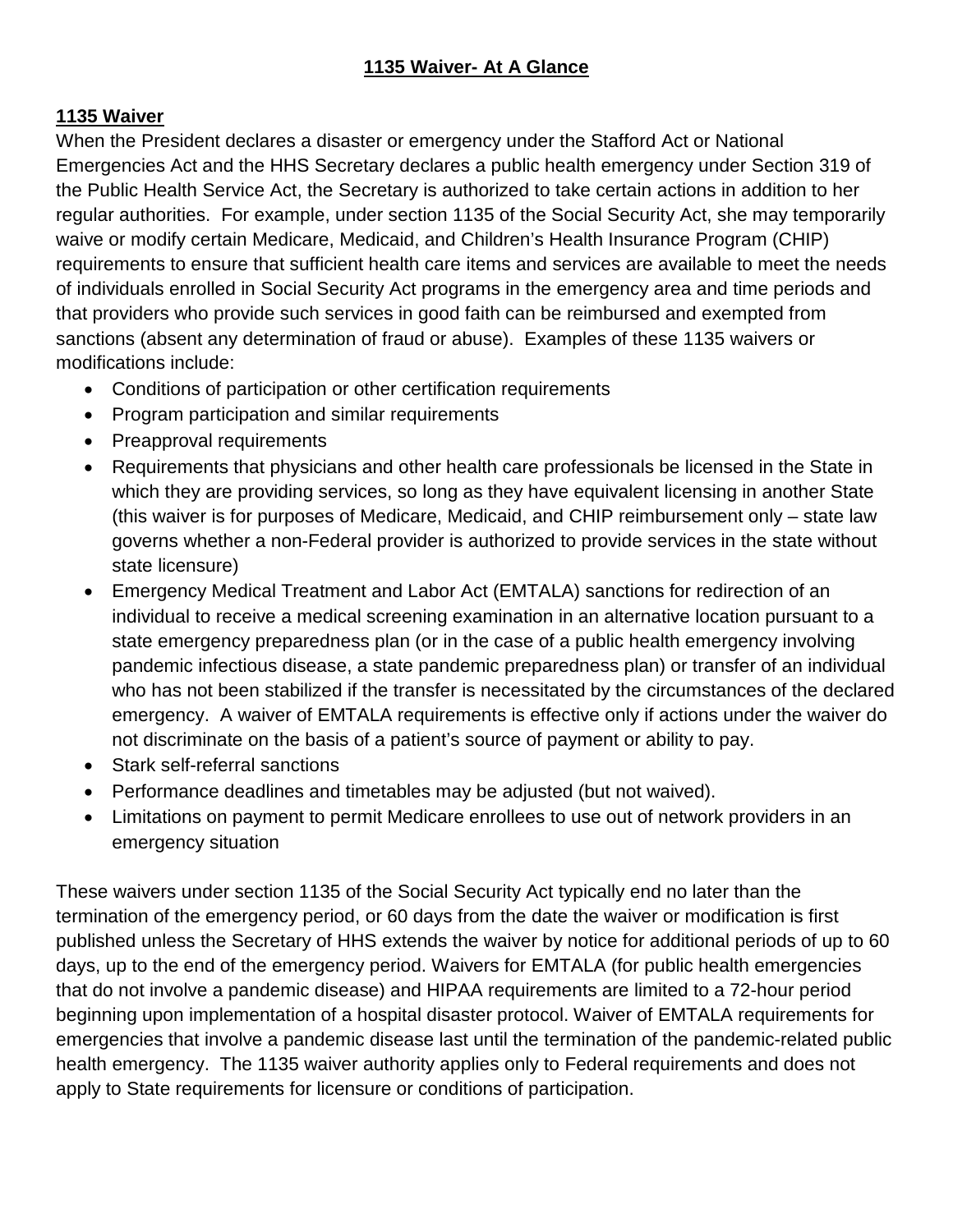# 1135 Waiver- At A Glance

## 1135 Waiver

When the President declares a disaster or emergency under the Stafford Act or National Emergencies Act and the HHS Secretary declares a public health emergency under Section 319 of the Public Health Service Act, the Secretary is authorized to take certain actions in addition to her regular authorities. For example, under section 1135 of the Social Security Act, she may temporarily waive or modify certain Medicare, Medicaid, and Children's Health Insurance Program (CHIP) requirements to ensure that sufficient health care items and services are available to meet the needs of individuals enrolled in Social Security Act programs in the emergency area and time periods and that providers who provide such services in good faith can be reimbursed and exempted from sanctions (absent any determination of fraud or abuse). Examples of these 1135 waivers or modifications include:

- Conditions of participation or other certification requirements
- Program participation and similar requirements
- Preapproval requirements
- Requirements that physicians and other health care professionals be licensed in the State in which they are providing services, so long as they have equivalent licensing in another State (this waiver is for purposes of Medicare, Medicaid, and CHIP reimbursement only – state law governs whether a non-Federal provider is authorized to provide services in the state without state licensure)
- Emergency Medical Treatment and Labor Act (EMTALA) sanctions for redirection of an individual to receive a medical screening examination in an alternative location pursuant to a state emergency preparedness plan (or in the case of a public health emergency involving pandemic infectious disease, a state pandemic preparedness plan) or transfer of an individual who has not been stabilized if the transfer is necessitated by the circumstances of the declared emergency. A waiver of EMTALA requirements is effective only if actions under the waiver do not discriminate on the basis of a patient's source of payment or ability to pay.
- Stark self-referral sanctions
- Performance deadlines and timetables may be adjusted (but not waived).
- Limitations on payment to permit Medicare enrollees to use out of network providers in an emergency situation

These waivers under section 1135 of the Social Security Act typically end no later than the termination of the emergency period, or 60 days from the date the waiver or modification is first published unless the Secretary of HHS extends the waiver by notice for additional periods of up to 60 days, up to the end of the emergency period. Waivers for EMTALA (for public health emergencies that do not involve a pandemic disease) and HIPAA requirements are limited to a 72-hour period beginning upon implementation of a hospital disaster protocol. Waiver of EMTALA requirements for emergencies that involve a pandemic disease last until the termination of the pandemic-related public health emergency. The 1135 waiver authority applies only to Federal requirements and does not apply to State requirements for licensure or conditions of participation.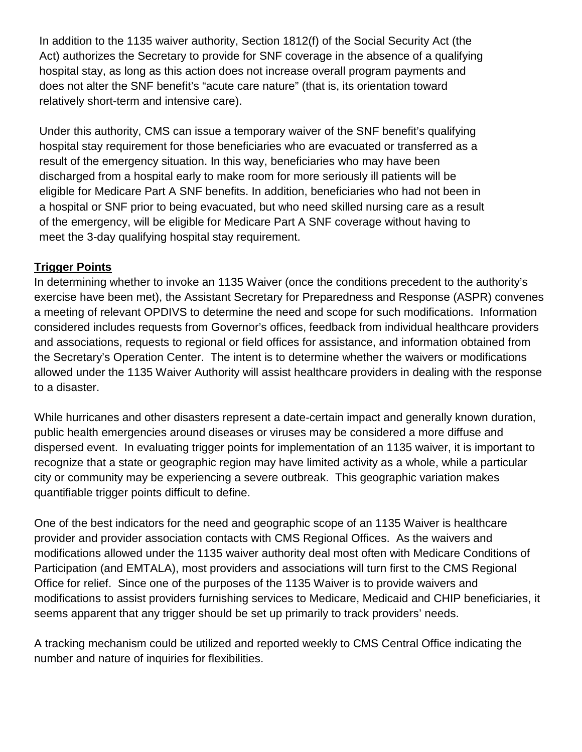In addition to the 1135 waiver authority, Section 1812(f) of the Social Security Act (the Act) authorizes the Secretary to provide for SNF coverage in the absence of a qualifying hospital stay, as long as this action does not increase overall program payments and does not alter the SNF benefit's "acute care nature" (that is, its orientation toward relatively short-term and intensive care).

Under this authority, CMS can issue a temporary waiver of the SNF benefit's qualifying hospital stay requirement for those beneficiaries who are evacuated or transferred as a result of the emergency situation. In this way, beneficiaries who may have been discharged from a hospital early to make room for more seriously ill patients will be eligible for Medicare Part A SNF benefits. In addition, beneficiaries who had not been in a hospital or SNF prior to being evacuated, but who need skilled nursing care as a result of the emergency, will be eligible for Medicare Part A SNF coverage without having to meet the 3-day qualifying hospital stay requirement.

**Trigger Points**

In determining whether to invoke an 1135 Waiver (once the conditions precedent to the authority's exercise have been met), the Assistant Secretary for Preparedness and Response (ASPR) convenes a meeting of relevant OPDIVS to determine the need and scope for such modifications. Information considered includes requests from Governor's offices, feedback from individual healthcare providers and associations, requests to regional or field offices for assistance, and information obtained from the Secretary's Operation Center. The intent is to determine whether the waivers or modifications allowed under the 1135 Waiver Authority will assist healthcare providers in dealing with the response to a disaster.

While hurricanes and other disasters represent a date-certain impact and generally known duration, public health emergencies around diseases or viruses may be considered a more diffuse and dispersed event. In evaluating trigger points for implementation of an 1135 waiver, it is important to recognize that a state or geographic region may have limited activity as a whole, while a particular city or community may be experiencing a severe outbreak. This geographic variation makes quantifiable trigger points difficult to define.

One of the best indicators for the need and geographic scope of an 1135 Waiver is healthcare provider and provider association contacts with CMS Regional Offices. As the waivers and modifications allowed under the 1135 waiver authority deal most often with Medicare Conditions of Participation (and EMTALA), most providers and associations will turn first to the CMS Regional Office for relief. Since one of the purposes of the 1135 Waiver is to provide waivers and modifications to assist providers furnishing services to Medicare, Medicaid and CHIP beneficiaries, it seems apparent that any trigger should be set up primarily to track providers' needs.

A tracking mechanism could be utilized and reported weekly to CMS Central Office indicating the number and nature of inquiries for flexibilities.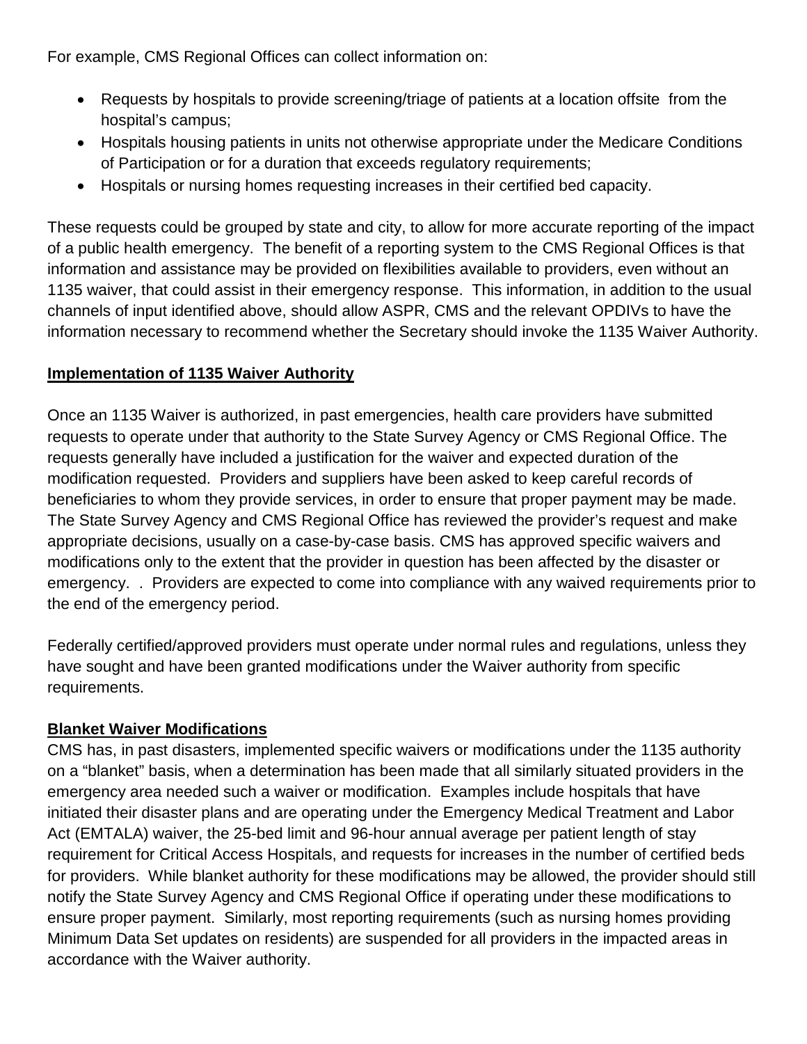For example, CMS Regional Offices can collect information on:

- Requests by hospitals to provide screening/triage of patients at a location offsite from the hospital's campus;
- Hospitals housing patients in units not otherwise appropriate under the Medicare Conditions of Participation or for a duration that exceeds regulatory requirements;
- Hospitals or nursing homes requesting increases in their certified bed capacity.

These requests could be grouped by state and city, to allow for more accurate reporting of the impact of a public health emergency. The benefit of a reporting system to the CMS Regional Offices is that information and assistance may be provided on flexibilities available to providers, even without an 1135 waiver, that could assist in their emergency response. This information, in addition to the usual channels of input identified above, should allow ASPR, CMS and the relevant OPDIVs to have the information necessary to recommend whether the Secretary should invoke the 1135 Waiver Authority.

**Implementation of 1135 Waiver Authority**

Once an 1135 Waiver is authorized, in past emergencies, health care providers have submitted requests to operate under that authority to the State Survey Agency or CMS Regional Office. The requests generally have included a justification for the waiver and expected duration of the modification requested. Providers and suppliers have been asked to keep careful records of beneficiaries to whom they provide services, in order to ensure that proper payment may be made. The State Survey Agency and CMS Regional Office has reviewed the provider's request and make appropriate decisions, usually on a case-by-case basis. CMS has approved specific waivers and modifications only to the extent that the provider in question has been affected by the disaster or emergency. . Providers are expected to come into compliance with any waived requirements prior to the end of the emergency period.

Federally certified/approved providers must operate under normal rules and regulations, unless they have sought and have been granted modifications under the Waiver authority from specific requirements.

**Blanket Waiver Modifications**

CMS has, in past disasters, implemented specific waivers or modifications under the 1135 authority on a "blanket" basis, when a determination has been made that all similarly situated providers in the emergency area needed such a waiver or modification. Examples include hospitals that have initiated their disaster plans and are operating under the Emergency Medical Treatment and Labor Act (EMTALA) waiver, the 25-bed limit and 96-hour annual average per patient length of stay requirement for Critical Access Hospitals, and requests for increases in the number of certified beds for providers. While blanket authority for these modifications may be allowed, the provider should still notify the State Survey Agency and CMS Regional Office if operating under these modifications to ensure proper payment. Similarly, most reporting requirements (such as nursing homes providing Minimum Data Set updates on residents) are suspended for all providers in the impacted areas in accordance with the Waiver authority.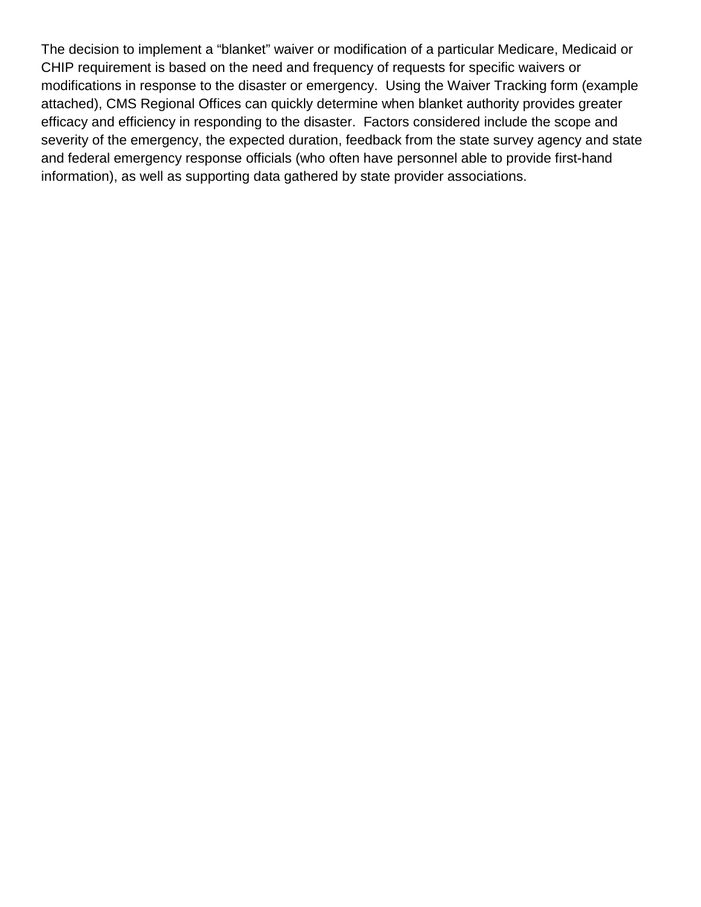The decision to implement a “blanket” waiver or modification of a particular Medicare, Medicaid or CHIP requirement is based on the need and frequency of requests for specific waivers or modifications in response to the disaster or emergency.  Using the Waiver Tracking form (example attached), CMS Regional Offices can quickly determine when blanket authority provides greater efficacy and efficiency in responding to the disaster.  Factors considered include the scope and severity of the emergency, the expected duration, feedback from the state survey agency and state and federal emergency response officials (who often have personnel able to provide first-hand information), as well as supporting data gathered by state provider associations.